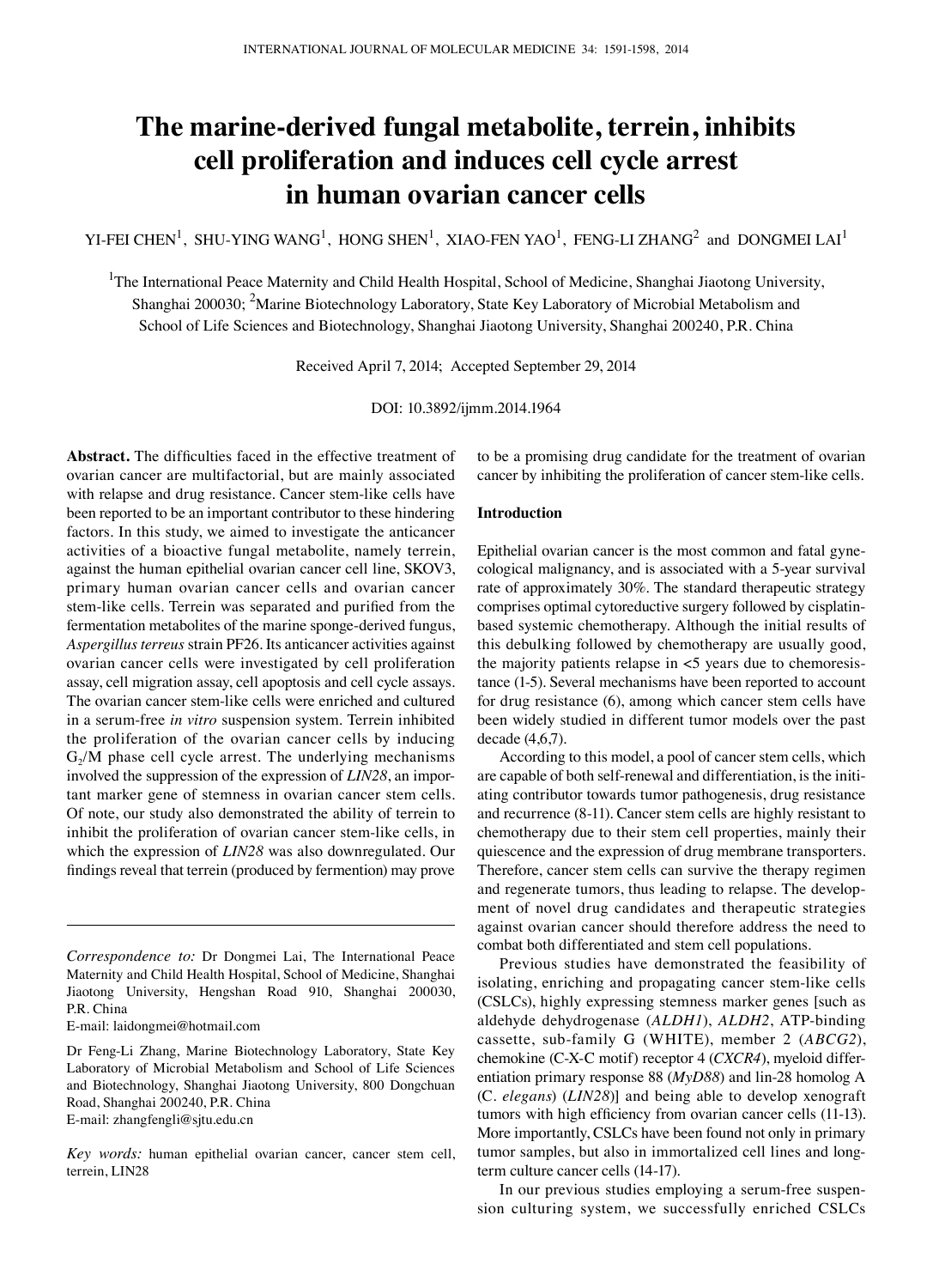# The marine-derived fungal metabolite, terrein, inhibits cell proliferation and induces cell cycle arrest in human ovarian cancer cells

YI-FEI CHEN[1], SHU-YING WANG[1], HONG SHEN[1], XIAO-FEN YAO[1], FENG-LI ZHANG[2] and DONGMEI LAI[1]

[1]The International Peace Maternity and Child Health Hospital, School of Medicine, Shanghai Jiaotong University, Shanghai 200030; [2]Marine Biotechnology Laboratory, State Key Laboratory of Microbial Metabolism and School of Life Sciences and Biotechnology, Shanghai Jiaotong University, Shanghai 200240, P.R. China

Received April 7, 2014; Accepted September 29, 2014

DOI: 10.3892/ijmm.2014.1964

**Abstract.** The difficulties faced in the effective treatment of ovarian cancer are multifactorial, but are mainly associated with relapse and drug resistance. Cancer stem-like cells have been reported to be an important contributor to these hindering factors. In this study, we aimed to investigate the anticancer activities of a bioactive fungal metabolite, namely terrein, against the human epithelial ovarian cancer cell line, SKOV3, primary human ovarian cancer cells and ovarian cancer stem-like cells. Terrein was separated and purified from the fermentation metabolites of the marine sponge-derived fungus, *Aspergillus terreus* strain PF26. Its anticancer activities against ovarian cancer cells were investigated by cell proliferation assay, cell migration assay, cell apoptosis and cell cycle assays. The ovarian cancer stem-like cells were enriched and cultured in a serum-free *in vitro* suspension system. Terrein inhibited the proliferation of the ovarian cancer cells by inducing $G_2$/M phase cell cycle arrest. The underlying mechanisms involved the suppression of the expression of *LIN28*, an important marker gene of stemness in ovarian cancer stem cells. Of note, our study also demonstrated the ability of terrein to inhibit the proliferation of ovarian cancer stem-like cells, in which the expression of *LIN28* was also downregulated. Our findings reveal that terrein (produced by fermention) may prove to be a promising drug candidate for the treatment of ovarian cancer by inhibiting the proliferation of cancer stem-like cells.

*Correspondence to:* Dr Dongmei Lai, The International Peace Maternity and Child Health Hospital, School of Medicine, Shanghai Jiaotong University, Hengshan Road 910, Shanghai 200030, P.R. China
E-mail: laidongmei@hotmail.com

Dr Feng-Li Zhang, Marine Biotechnology Laboratory, State Key Laboratory of Microbial Metabolism and School of Life Sciences and Biotechnology, Shanghai Jiaotong University, 800 Dongchuan Road, Shanghai 200240, P.R. China
E-mail: zhangfengli@sjtu.edu.cn

*Key words:* human epithelial ovarian cancer, cancer stem cell, terrein, LIN28

## Introduction

Epithelial ovarian cancer is the most common and fatal gynecological malignancy, and is associated with a 5-year survival rate of approximately 30%. The standard therapeutic strategy comprises optimal cytoreductive surgery followed by cisplatin-based systemic chemotherapy. Although the initial results of this debulking followed by chemotherapy are usually good, the majority patients relapse in <5 years due to chemoresistance (1-5). Several mechanisms have been reported to account for drug resistance (6), among which cancer stem cells have been widely studied in different tumor models over the past decade (4,6,7).

According to this model, a pool of cancer stem cells, which are capable of both self-renewal and differentiation, is the initiating contributor towards tumor pathogenesis, drug resistance and recurrence (8-11). Cancer stem cells are highly resistant to chemotherapy due to their stem cell properties, mainly their quiescence and the expression of drug membrane transporters. Therefore, cancer stem cells can survive the therapy regimen and regenerate tumors, thus leading to relapse. The development of novel drug candidates and therapeutic strategies against ovarian cancer should therefore address the need to combat both differentiated and stem cell populations.

Previous studies have demonstrated the feasibility of isolating, enriching and propagating cancer stem-like cells (CSLCs), highly expressing stemness marker genes [such as aldehyde dehydrogenase (*ALDH1*), *ALDH2*, ATP-binding cassette, sub-family G (WHITE), member 2 (*ABCG2*), chemokine (C-X-C motif) receptor 4 (*CXCR4*), myeloid differentiation primary response 88 (*MyD88*) and lin-28 homolog A (C. *elegans*) (*LIN28*)] and being able to develop xenograft tumors with high efficiency from ovarian cancer cells (11-13). More importantly, CSLCs have been found not only in primary tumor samples, but also in immortalized cell lines and long-term culture cancer cells (14-17).

In our previous studies employing a serum-free suspension culturing system, we successfully enriched CSLCs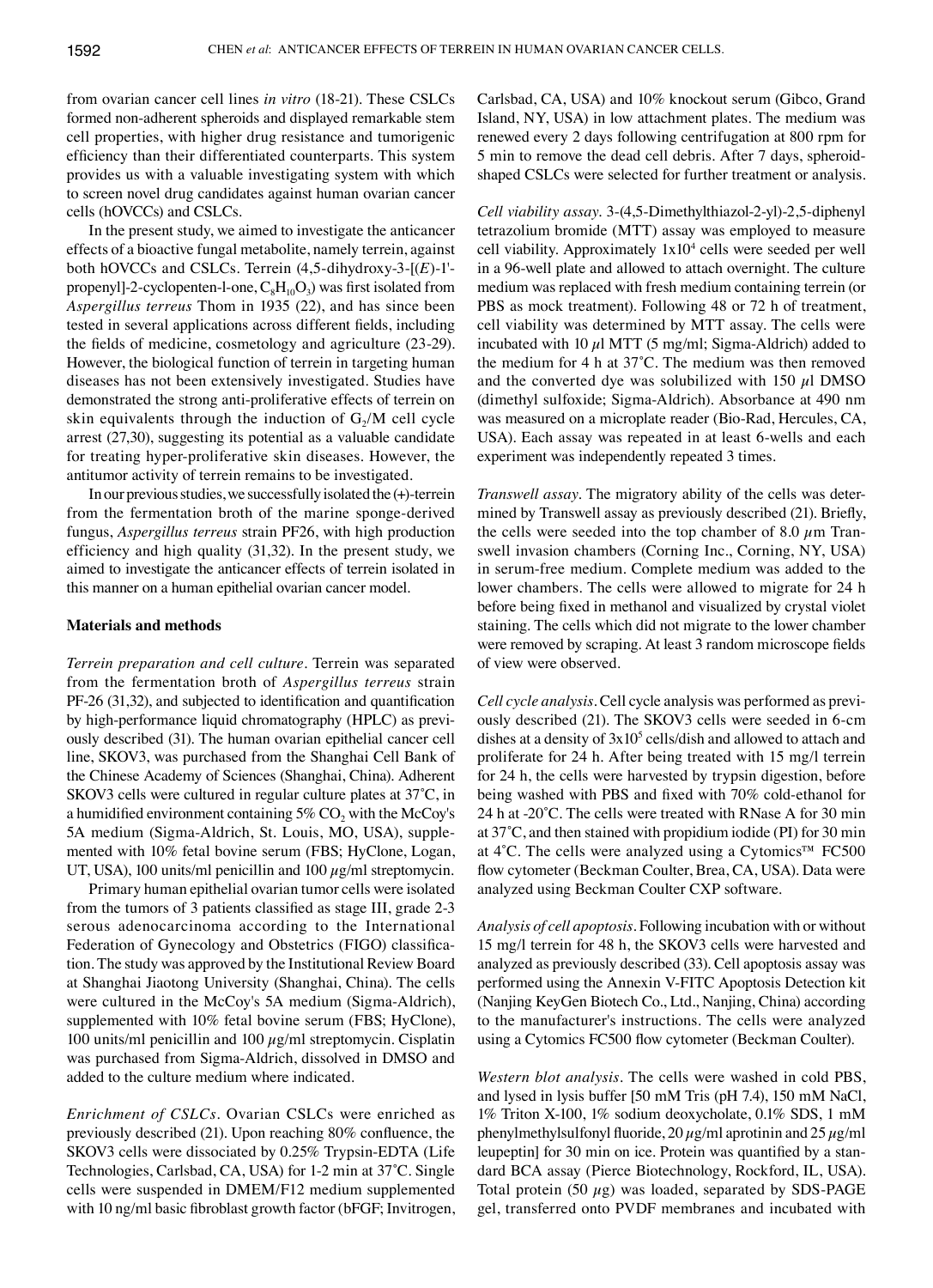from ovarian cancer cell lines *in vitro* (18-21). These CSLCs formed non-adherent spheroids and displayed remarkable stem cell properties, with higher drug resistance and tumorigenic efficiency than their differentiated counterparts. This system provides us with a valuable investigating system with which to screen novel drug candidates against human ovarian cancer cells (hOVCCs) and CSLCs.

In the present study, we aimed to investigate the anticancer effects of a bioactive fungal metabolite, namely terrein, against both hOVCCs and CSLCs. Terrein (4,5-dihydroxy-3-[(*E*)-1'-propenyl]-2-cyclopenten-l-one, $C_8H_{10}O_3$) was first isolated from *Aspergillus terreus* Thom in 1935 (22), and has since been tested in several applications across different fields, including the fields of medicine, cosmetology and agriculture (23-29). However, the biological function of terrein in targeting human diseases has not been extensively investigated. Studies have demonstrated the strong anti-proliferative effects of terrein on skin equivalents through the induction of $G_2$/M cell cycle arrest (27,30), suggesting its potential as a valuable candidate for treating hyper-proliferative skin diseases. However, the antitumor activity of terrein remains to be investigated.

In our previous studies, we successfully isolated the (+)-terrein from the fermentation broth of the marine sponge-derived fungus, *Aspergillus terreus* strain PF26, with high production efficiency and high quality (31,32). In the present study, we aimed to investigate the anticancer effects of terrein isolated in this manner on a human epithelial ovarian cancer model.

## Materials and methods

*Terrein preparation and cell culture.* Terrein was separated from the fermentation broth of *Aspergillus terreus* strain PF-26 (31,32), and subjected to identification and quantification by high-performance liquid chromatography (HPLC) as previously described (31). The human ovarian epithelial cancer cell line, SKOV3, was purchased from the Shanghai Cell Bank of the Chinese Academy of Sciences (Shanghai, China). Adherent SKOV3 cells were cultured in regular culture plates at 37˚C, in a humidified environment containing 5% $CO_2$ with the McCoy's 5A medium (Sigma-Aldrich, St. Louis, MO, USA), supplemented with 10% fetal bovine serum (FBS; HyClone, Logan, UT, USA), 100 units/ml penicillin and 100 $\mu$g/ml streptomycin.

Primary human epithelial ovarian tumor cells were isolated from the tumors of 3 patients classified as stage III, grade 2-3 serous adenocarcinoma according to the International Federation of Gynecology and Obstetrics (FIGO) classification. The study was approved by the Institutional Review Board at Shanghai Jiaotong University (Shanghai, China). The cells were cultured in the McCoy's 5A medium (Sigma-Aldrich), supplemented with 10% fetal bovine serum (FBS; HyClone), 100 units/ml penicillin and 100 $\mu$g/ml streptomycin. Cisplatin was purchased from Sigma-Aldrich, dissolved in DMSO and added to the culture medium where indicated.

*Enrichment of CSLCs.* Ovarian CSLCs were enriched as previously described (21). Upon reaching 80% confluence, the SKOV3 cells were dissociated by 0.25% Trypsin-EDTA (Life Technologies, Carlsbad, CA, USA) for 1-2 min at 37˚C. Single cells were suspended in DMEM/F12 medium supplemented with 10 ng/ml basic fibroblast growth factor (bFGF; Invitrogen, Carlsbad, CA, USA) and 10% knockout serum (Gibco, Grand Island, NY, USA) in low attachment plates. The medium was renewed every 2 days following centrifugation at 800 rpm for 5 min to remove the dead cell debris. After 7 days, spheroid-shaped CSLCs were selected for further treatment or analysis.

*Cell viability assay.* 3-(4,5-Dimethylthiazol-2-yl)-2,5-diphenyl tetrazolium bromide (MTT) assay was employed to measure cell viability. Approximately $1\times10^4$ cells were seeded per well in a 96-well plate and allowed to attach overnight. The culture medium was replaced with fresh medium containing terrein (or PBS as mock treatment). Following 48 or 72 h of treatment, cell viability was determined by MTT assay. The cells were incubated with 10 $\mu$l MTT (5 mg/ml; Sigma-Aldrich) added to the medium for 4 h at 37˚C. The medium was then removed and the converted dye was solubilized with 150 $\mu$l DMSO (dimethyl sulfoxide; Sigma-Aldrich). Absorbance at 490 nm was measured on a microplate reader (Bio-Rad, Hercules, CA, USA). Each assay was repeated in at least 6-wells and each experiment was independently repeated 3 times.

*Transwell assay.* The migratory ability of the cells was determined by Transwell assay as previously described (21). Briefly, the cells were seeded into the top chamber of 8.0 $\mu$m Transwell invasion chambers (Corning Inc., Corning, NY, USA) in serum-free medium. Complete medium was added to the lower chambers. The cells were allowed to migrate for 24 h before being fixed in methanol and visualized by crystal violet staining. The cells which did not migrate to the lower chamber were removed by scraping. At least 3 random microscope fields of view were observed.

*Cell cycle analysis.* Cell cycle analysis was performed as previously described (21). The SKOV3 cells were seeded in 6-cm dishes at a density of $3\times10^5$ cells/dish and allowed to attach and proliferate for 24 h. After being treated with 15 mg/l terrein for 24 h, the cells were harvested by trypsin digestion, before being washed with PBS and fixed with 70% cold-ethanol for 24 h at -20˚C. The cells were treated with RNase A for 30 min at 37˚C, and then stained with propidium iodide (PI) for 30 min at 4˚C. The cells were analyzed using a Cytomics™ FC500 flow cytometer (Beckman Coulter, Brea, CA, USA). Data were analyzed using Beckman Coulter CXP software.

*Analysis of cell apoptosis.* Following incubation with or without 15 mg/l terrein for 48 h, the SKOV3 cells were harvested and analyzed as previously described (33). Cell apoptosis assay was performed using the Annexin V-FITC Apoptosis Detection kit (Nanjing KeyGen Biotech Co., Ltd., Nanjing, China) according to the manufacturer's instructions. The cells were analyzed using a Cytomics FC500 flow cytometer (Beckman Coulter).

*Western blot analysis.* The cells were washed in cold PBS, and lysed in lysis buffer [50 mM Tris (pH 7.4), 150 mM NaCl, 1% Triton X-100, 1% sodium deoxycholate, 0.1% SDS, 1 mM phenylmethylsulfonyl fluoride, 20 $\mu$g/ml aprotinin and 25 $\mu$g/ml leupeptin] for 30 min on ice. Protein was quantified by a standard BCA assay (Pierce Biotechnology, Rockford, IL, USA). Total protein (50 $\mu$g) was loaded, separated by SDS-PAGE gel, transferred onto PVDF membranes and incubated with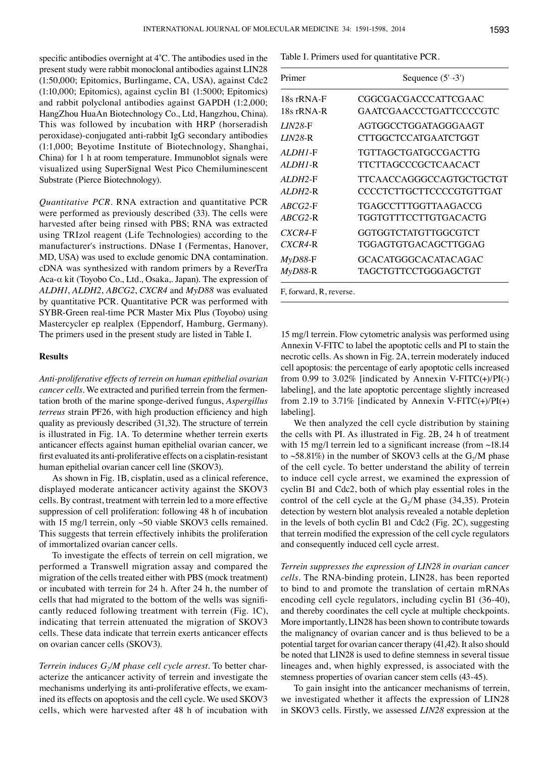specific antibodies overnight at 4˚C. The antibodies used in the present study were rabbit monoclonal antibodies against LIN28 (1:50,000; Epitomics, Burlingame, CA, USA), against Cdc2 (1:10,000; Epitomics), against cyclin B1 (1:5000; Epitomics) and rabbit polyclonal antibodies against GAPDH (1:2,000; HangZhou HuaAn Biotechnology Co., Ltd, Hangzhou, China). This was followed by incubation with HRP (horseradish peroxidase)-conjugated anti-rabbit IgG secondary antibodies (1:1,000; Beyotime Institute of Biotechnology, Shanghai, China) for 1 h at room temperature. Immunoblot signals were visualized using SuperSignal West Pico Chemiluminescent Substrate (Pierce Biotechnology).

*Quantitative PCR*. RNA extraction and quantitative PCR were performed as previously described (33). The cells were harvested after being rinsed with PBS; RNA was extracted using TRIzol reagent (Life Technologies) according to the manufacturer's instructions. DNase I (Fermentas, Hanover, MD, USA) was used to exclude genomic DNA contamination. cDNA was synthesized with random primers by a ReverTra Aca-α kit (Toyobo Co., Ltd., Osaka,. Japan). The expression of *ALDH1*, *ALDH2*, *ABCG2*, *CXCR4* and *MyD88* was evaluated by quantitative PCR. Quantitative PCR was performed with SYBR-Green real-time PCR Master Mix Plus (Toyobo) using Mastercycler ep realplex (Eppendorf, Hamburg, Germany). The primers used in the present study are listed in Table I.

Table I. Primers used for quantitative PCR.

| Primer | Sequence (5'→3') |
|---|---|
| 18s rRNA-F | CGGCGACGACCCATTCGAAC |
| 18s rRNA-R | GAATCGAACCCTGATTCCCCGTC |
| *LIN28*-F | AGTGGCCTGGATAGGGAAGT |
| *LIN28*-R | CTTGGCTCCATGAATCTGGT |
| *ALDH1*-F | TGTTAGCTGATGCCGACTTG |
| *ALDH1*-R | TTCTTAGCCCGCTCAACACT |
| *ALDH2*-F | TTCAACCAGGGCCAGTGCTGCTGT |
| *ALDH2*-R | CCCCTCTTGCTTCCCCGTGTTGAT |
| *ABCG2*-F | TGAGCCTTTGGTTAAGACCG |
| *ABCG2*-R | TGGTGTTTCCTTGTGACACTG |
| *CXCR4*-F | GGTGGTCTATGTTGGCGTCT |
| *CXCR4*-R | TGGAGTGTGACAGCTTGGAG |
| *MyD88*-F | GCACATGGGCACATACAGAC |
| *MyD88*-R | TAGCTGTTCCTGGGAGCTGT |

F, forward, R, reverse.

## Results

*Anti-proliferative effects of terrein on human epithelial ovarian cancer cells*. We extracted and purified terrein from the fermentation broth of the marine sponge-derived fungus, *Aspergillus terreus* strain PF26, with high production efficiency and high quality as previously described (31,32). The structure of terrein is illustrated in Fig. 1A. To determine whether terrein exerts anticancer effects against human epithelial ovarian cancer, we first evaluated its anti-proliferative effects on a cisplatin-resistant human epithelial ovarian cancer cell line (SKOV3).

As shown in Fig. 1B, cisplatin, used as a clinical reference, displayed moderate anticancer activity against the SKOV3 cells. By contrast, treatment with terrein led to a more effective suppression of cell proliferation: following 48 h of incubation with 15 mg/l terrein, only ~50 viable SKOV3 cells remained. This suggests that terrein effectively inhibits the proliferation of immortalized ovarian cancer cells.

To investigate the effects of terrein on cell migration, we performed a Transwell migration assay and compared the migration of the cells treated either with PBS (mock treatment) or incubated with terrein for 24 h. After 24 h, the number of cells that had migrated to the bottom of the wells was significantly reduced following treatment with terrein (Fig. 1C), indicating that terrein attenuated the migration of SKOV3 cells. These data indicate that terrein exerts anticancer effects on ovarian cancer cells (SKOV3).

*Terrein induces $G_2$/M phase cell cycle arrest*. To better characterize the anticancer activity of terrein and investigate the mechanisms underlying its anti-proliferative effects, we examined its effects on apoptosis and the cell cycle. We used SKOV3 cells, which were harvested after 48 h of incubation with 15 mg/l terrein. Flow cytometric analysis was performed using Annexin V-FITC to label the apoptotic cells and PI to stain the necrotic cells. As shown in Fig. 2A, terrein moderately induced cell apoptosis: the percentage of early apoptotic cells increased from 0.99 to 3.02% [indicated by Annexin V-FITC(+)/PI(-) labeling], and the late apoptotic percentage slightly increased from 2.19 to 3.71% [indicated by Annexin V-FITC(+)/PI(+) labeling].

We then analyzed the cell cycle distribution by staining the cells with PI. As illustrated in Fig. 2B, 24 h of treatment with 15 mg/l terrein led to a significant increase (from ~18.14 to ~58.81%) in the number of SKOV3 cells at the $G_2$/M phase of the cell cycle. To better understand the ability of terrein to induce cell cycle arrest, we examined the expression of cyclin B1 and Cdc2, both of which play essential roles in the control of the cell cycle at the $G_2$/M phase (34,35). Protein detection by western blot analysis revealed a notable depletion in the levels of both cyclin B1 and Cdc2 (Fig. 2C), suggesting that terrein modified the expression of the cell cycle regulators and consequently induced cell cycle arrest.

*Terrein suppresses the expression of LIN28 in ovarian cancer cells*. The RNA-binding protein, LIN28, has been reported to bind to and promote the translation of certain mRNAs encoding cell cycle regulators, including cyclin B1 (36-40), and thereby coordinates the cell cycle at multiple checkpoints. More importantly, LIN28 has been shown to contribute towards the malignancy of ovarian cancer and is thus believed to be a potential target for ovarian cancer therapy (41,42). It also should be noted that LIN28 is used to define stemness in several tissue lineages and, when highly expressed, is associated with the stemness properties of ovarian cancer stem cells (43-45).

To gain insight into the anticancer mechanisms of terrein, we investigated whether it affects the expression of LIN28 in SKOV3 cells. Firstly, we assessed *LIN28* expression at the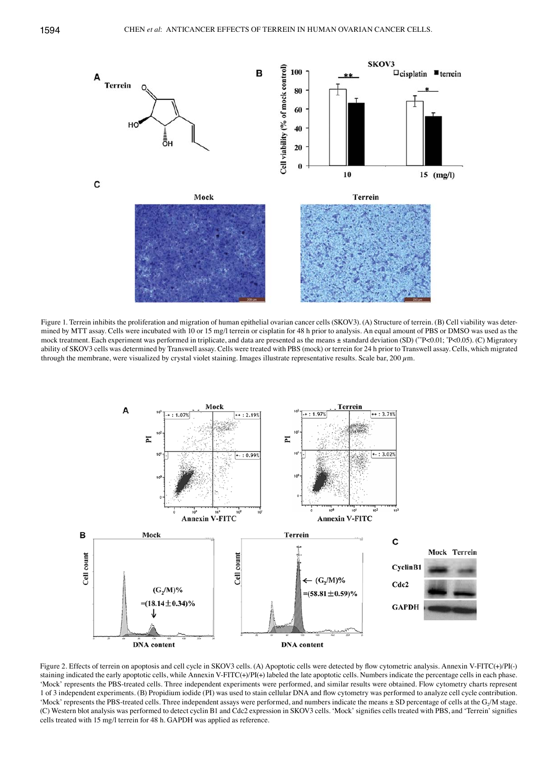Figure 1. Terrein inhibits the proliferation and migration of human epithelial ovarian cancer cells (SKOV3). (A) Structure of terrein. (B) Cell viability was determined by MTT assay. Cells were incubated with 10 or 15 mg/l terrein or cisplatin for 48 h prior to analysis. An equal amount of PBS or DMSO was used as the mock treatment. Each experiment was performed in triplicate, and data are presented as the means ± standard deviation (SD) (**P<0.01; *P<0.05). (C) Migratory ability of SKOV3 cells was determined by Transwell assay. Cells were treated with PBS (mock) or terrein for 24 h prior to Transwell assay. Cells, which migrated through the membrane, were visualized by crystal violet staining. Images illustrate representative results. Scale bar, 200 $\mu$m.

Figure 2. Effects of terrein on apoptosis and cell cycle in SKOV3 cells. (A) Apoptotic cells were detected by flow cytometric analysis. Annexin V-FITC(+)/PI(-) staining indicated the early apoptotic cells, while Annexin V-FITC(+)/PI(+) labeled the late apoptotic cells. Numbers indicate the percentage cells in each phase. 'Mock' represents the PBS-treated cells. Three independent experiments were performed, and similar results were obtained. Flow cytometry charts represent 1 of 3 independent experiments. (B) Propidium iodide (PI) was used to stain cellular DNA and flow cytometry was performed to analyze cell cycle contribution. 'Mock' represents the PBS-treated cells. Three independent assays were performed, and numbers indicate the means ± SD percentage of cells at the $G_2$/M stage. (C) Western blot analysis was performed to detect cyclin B1 and Cdc2 expression in SKOV3 cells. 'Mock' signifies cells treated with PBS, and 'Terrein' signifies cells treated with 15 mg/l terrein for 48 h. GAPDH was applied as reference.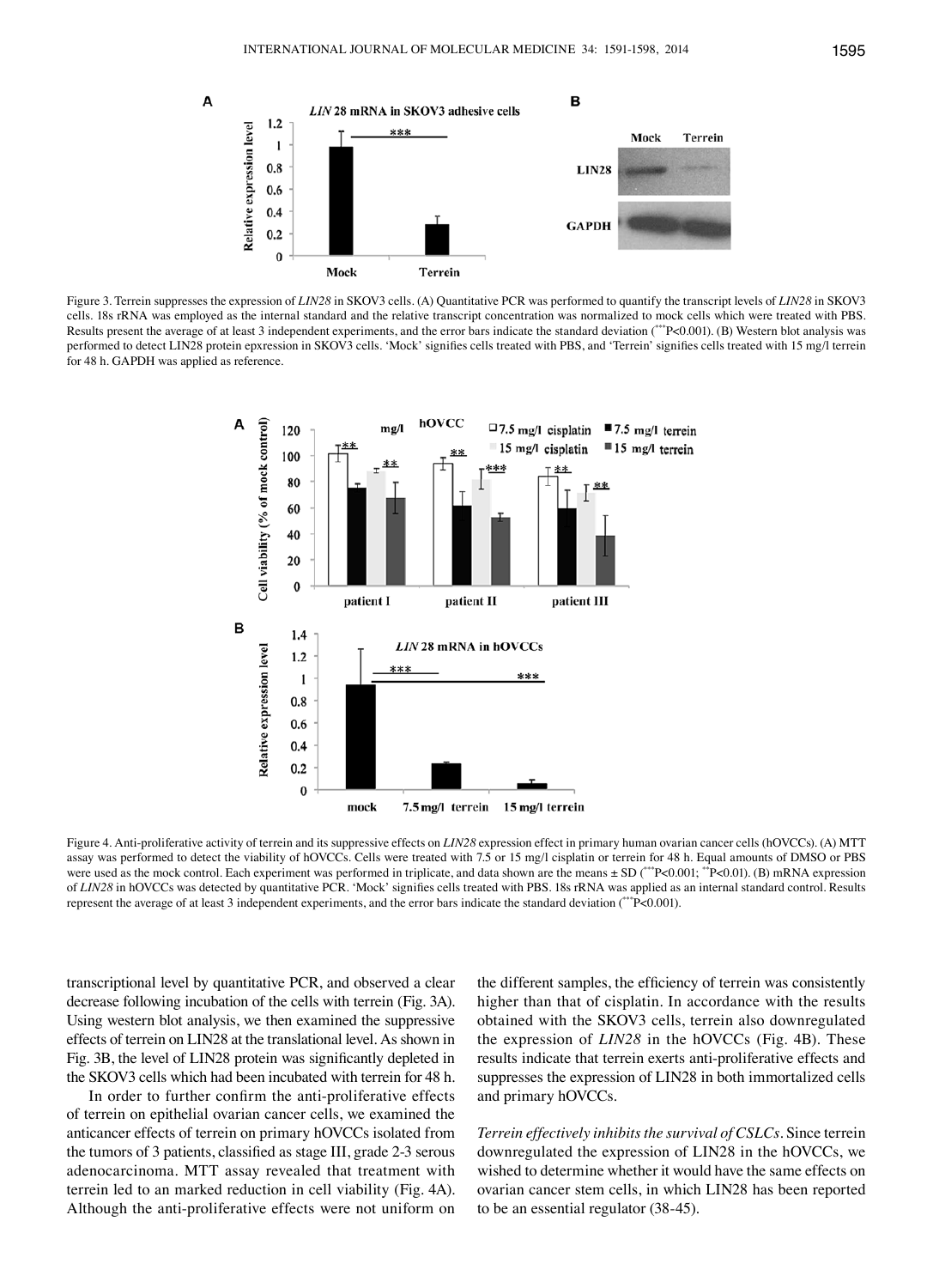Figure 3. Terrein suppresses the expression of *LIN28* in SKOV3 cells. (A) Quantitative PCR was performed to quantify the transcript levels of *LIN28* in SKOV3 cells. 18s rRNA was employed as the internal standard and the relative transcript concentration was normalized to mock cells which were treated with PBS. Results present the average of at least 3 independent experiments, and the error bars indicate the standard deviation (***P<0.001). (B) Western blot analysis was performed to detect LIN28 protein epxression in SKOV3 cells. 'Mock' signifies cells treated with PBS, and 'Terrein' signifies cells treated with 15 mg/l terrein for 48 h. GAPDH was applied as reference.

Figure 4. Anti-proliferative activity of terrein and its suppressive effects on *LIN28* expression effect in primary human ovarian cancer cells (hOVCCs). (A) MTT assay was performed to detect the viability of hOVCCs. Cells were treated with 7.5 or 15 mg/l cisplatin or terrein for 48 h. Equal amounts of DMSO or PBS were used as the mock control. Each experiment was performed in triplicate, and data shown are the means ± SD (***P<0.001; **P<0.01). (B) mRNA expression of *LIN28* in hOVCCs was detected by quantitative PCR. 'Mock' signifies cells treated with PBS. 18s rRNA was applied as an internal standard control. Results represent the average of at least 3 independent experiments, and the error bars indicate the standard deviation (***P<0.001).

transcriptional level by quantitative PCR, and observed a clear decrease following incubation of the cells with terrein (Fig. 3A). Using western blot analysis, we then examined the suppressive effects of terrein on LIN28 at the translational level. As shown in Fig. 3B, the level of LIN28 protein was significantly depleted in the SKOV3 cells which had been incubated with terrein for 48 h.

In order to further confirm the anti-proliferative effects of terrein on epithelial ovarian cancer cells, we examined the anticancer effects of terrein on primary hOVCCs isolated from the tumors of 3 patients, classified as stage III, grade 2-3 serous adenocarcinoma. MTT assay revealed that treatment with terrein led to an marked reduction in cell viability (Fig. 4A). Although the anti-proliferative effects were not uniform on the different samples, the efficiency of terrein was consistently higher than that of cisplatin. In accordance with the results obtained with the SKOV3 cells, terrein also downregulated the expression of *LIN28* in the hOVCCs (Fig. 4B). These results indicate that terrein exerts anti-proliferative effects and suppresses the expression of LIN28 in both immortalized cells and primary hOVCCs.

*Terrein effectively inhibits the survival of CSLCs.* Since terrein downregulated the expression of LIN28 in the hOVCCs, we wished to determine whether it would have the same effects on ovarian cancer stem cells, in which LIN28 has been reported to be an essential regulator (38-45).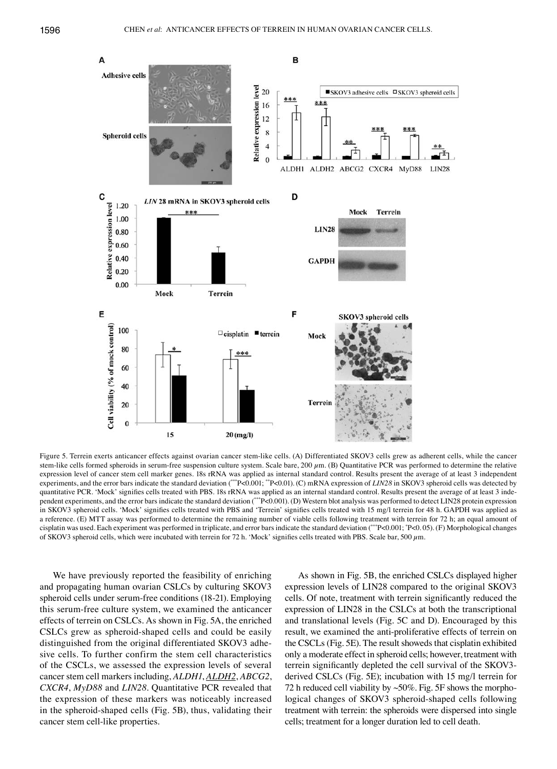Figure 5. Terrein exerts anticancer effects against ovarian cancer stem-like cells. (A) Differentiated SKOV3 cells grew as adherent cells, while the cancer stem-like cells formed spheroids in serum-free suspension culture system. Scale bare, 200 $\mu$m. (B) Quantitative PCR was performed to determine the relative expression level of cancer stem cell marker genes. 18s rRNA was applied as internal standard control. Results present the average of at least 3 independent experiments, and the error bars indicate the standard deviation (***P<0.001; **P<0.01). (C) mRNA expression of *LIN28* in SKOV3 spheroid cells was detected by quantitative PCR. 'Mock' signifies cells treated with PBS. 18s rRNA was applied as an internal standard control. Results present the average of at least 3 independent experiments, and the error bars indicate the standard deviation (***P<0.001). (D) Western blot analysis was performed to detect LIN28 protein expression in SKOV3 spheroid cells. 'Mock' signifies cells treated with PBS and 'Terrein' signifies cells treated with 15 mg/l terrein for 48 h. GAPDH was applied as a reference. (E) MTT assay was performed to determine the remaining number of viable cells following treatment with terrein for 72 h; an equal amount of cisplatin was used. Each experiment was performed in triplicate, and error bars indicate the standard deviation (***P<0.001; *P<0. 05). (F) Morphological changes of SKOV3 spheroid cells, which were incubated with terrein for 72 h. 'Mock' signifies cells treated with PBS. Scale bar, 500 $\mu$m.

We have previously reported the feasibility of enriching and propagating human ovarian CSLCs by culturing SKOV3 spheroid cells under serum-free conditions (18-21). Employing this serum-free culture system, we examined the anticancer effects of terein on CSCLs. As shown in Fig. 5A, the enriched CSLCs grew as spheroid-shaped cells and could be easily distinguished from the original differentiated SKOV3 adhesive cells. To further confirm the stem cell characteristics of the CSCLs, we assessed the expression levels of several cancer stem cell markers including, *ALDH1*, *ALDH2*, *ABCG2*, *CXCR4*, *MyD88* and *LIN28*. Quantitative PCR revealed that the expression of these markers was noticeably increased in the spheroid-shaped cells (Fig. 5B), thus, validating their cancer stem cell-like properties.

As shown in Fig. 5B, the enriched CSLCs displayed higher expression levels of LIN28 compared to the original SKOV3 cells. Of note, treatment with terrein significantly reduced the expression of LIN28 in the CSLCs at both the transcriptional and translational levels (Fig. 5C and D). Encouraged by this result, we examined the anti-proliferative effects of terrein on the CSCLs (Fig. 5E). The result showeds that cisplatin exhibited only a moderate effect in spheroid cells; however, treatment with terrein significantly depleted the cell survival of the SKOV3-derived CSLCs (Fig. 5E); incubation with 15 mg/l terrein for 72 h reduced cell viability by ~50%. Fig. 5F shows the morphological changes of SKOV3 spheroid-shaped cells following treatment with terrein: the spheroids were dispersed into single cells; treatment for a longer duration led to cell death.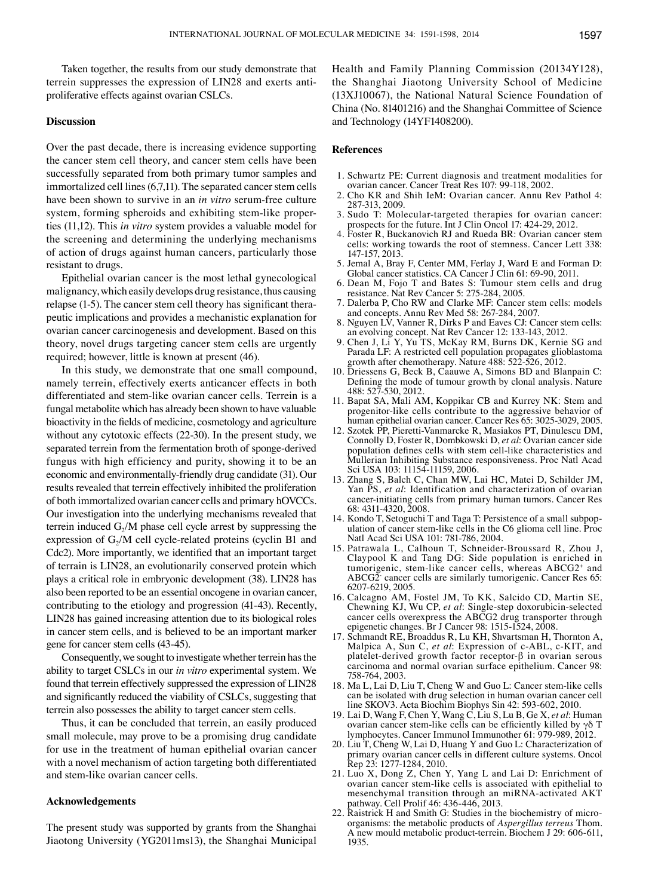Taken together, the results from our study demonstrate that terrein suppresses the expression of LIN28 and exerts anti-proliferative effects against ovarian CSLCs.

## Discussion

Over the past decade, there is increasing evidence supporting the cancer stem cell theory, and cancer stem cells have been successfully separated from both primary tumor samples and immortalized cell lines (6,7,11). The separated cancer stem cells have been shown to survive in an *in vitro* serum-free culture system, forming spheroids and exhibiting stem-like properties (11,12). This *in vitro* system provides a valuable model for the screening and determining the underlying mechanisms of action of drugs against human cancers, particularly those resistant to drugs.

Epithelial ovarian cancer is the most lethal gynecological malignancy, which easily develops drug resistance, thus causing relapse (1-5). The cancer stem cell theory has significant therapeutic implications and provides a mechanistic explanation for ovarian cancer carcinogenesis and development. Based on this theory, novel drugs targeting cancer stem cells are urgently required; however, little is known at present (46).

In this study, we demonstrate that one small compound, namely terrein, effectively exerts anticancer effects in both differentiated and stem-like ovarian cancer cells. Terrein is a fungal metabolite which has already been shown to have valuable bioactivity in the fields of medicine, cosmetology and agriculture without any cytotoxic effects (22-30). In the present study, we separated terrein from the fermentation broth of sponge-derived fungus with high efficiency and purity, showing it to be an economic and environmentally-friendly drug candidate (31). Our results revealed that terrein effectively inhibited the proliferation of both immortalized ovarian cancer cells and primary hOVCCs. Our investigation into the underlying mechanisms revealed that terrein induced $G_2$/M phase cell cycle arrest by suppressing the expression of $G_2$/M cell cycle-related proteins (cyclin B1 and Cdc2). More importantly, we identified that an important target of terrain is LIN28, an evolutionarily conserved protein which plays a critical role in embryonic development (38). LIN28 has also been reported to be an essential oncogene in ovarian cancer, contributing to the etiology and progression (41-43). Recently, LIN28 has gained increasing attention due to its biological roles in cancer stem cells, and is believed to be an important marker gene for cancer stem cells (43-45).

Consequently, we sought to investigate whether terrein has the ability to target CSLCs in our *in vitro* experimental system. We found that terrein effectively suppressed the expression of LIN28 and significantly reduced the viability of CSLCs, suggesting that terrein also possesses the ability to target cancer stem cells.

Thus, it can be concluded that terrein, an easily produced small molecule, may prove to be a promising drug candidate for use in the treatment of human epithelial ovarian cancer with a novel mechanism of action targeting both differentiated and stem-like ovarian cancer cells.

## Acknowledgements

The present study was supported by grants from the Shanghai Jiaotong University (YG2011ms13), the Shanghai Municipal Health and Family Planning Commission (20134Y128), the Shanghai Jiaotong University School of Medicine (13XJ10067), the National Natural Science Foundation of China (No. 81401216) and the Shanghai Committee of Science and Technology (14YF1408200).

## References

1. Schwartz PE: Current diagnosis and treatment modalities for ovarian cancer. Cancer Treat Res 107: 99-118, 2002.
2. Cho KR and Shih IeM: Ovarian cancer. Annu Rev Pathol 4: 287-313, 2009.
3. Sudo T: Molecular-targeted therapies for ovarian cancer: prospects for the future. Int J Clin Oncol 17: 424-29, 2012.
4. Foster R, Buckanovich RJ and Rueda BR: Ovarian cancer stem cells: working towards the root of stemness. Cancer Lett 338: 147-157, 2013.
5. Jemal A, Bray F, Center MM, Ferlay J, Ward E and Forman D: Global cancer statistics. CA Cancer J Clin 61: 69-90, 2011.
6. Dean M, Fojo T and Bates S: Tumour stem cells and drug resistance. Nat Rev Cancer 5: 275-284, 2005.
7. Dalerba P, Cho RW and Clarke MF: Cancer stem cells: models and concepts. Annu Rev Med 58: 267-284, 2007.
8. Nguyen LV, Vanner R, Dirks P and Eaves CJ: Cancer stem cells: an evolving concept. Nat Rev Cancer 12: 133-143, 2012.
9. Chen J, Li Y, Yu TS, McKay RM, Burns DK, Kernie SG and Parada LF: A restricted cell population propagates glioblastoma growth after chemotherapy. Nature 488: 522-526, 2012.
10. Driessens G, Beck B, Caauwe A, Simons BD and Blanpain C: Defining the mode of tumour growth by clonal analysis. Nature 488: 527-530, 2012.
11. Bapat SA, Mali AM, Koppikar CB and Kurrey NK: Stem and progenitor-like cells contribute to the aggressive behavior of human epithelial ovarian cancer. Cancer Res 65: 3025-3029, 2005.
12. Szotek PP, Pieretti-Vanmarcke R, Masiakos PT, Dinulescu DM, Connolly D, Foster R, Dombkowski D, *et al*: Ovarian cancer side population defines cells with stem cell-like characteristics and Mullerian Inhibiting Substance responsiveness. Proc Natl Acad Sci USA 103: 11154-11159, 2006.
13. Zhang S, Balch C, Chan MW, Lai HC, Matei D, Schilder JM, Yan PS, *et al*: Identification and characterization of ovarian cancer-initiating cells from primary human tumors. Cancer Res 68: 4311-4320, 2008.
14. Kondo T, Setoguchi T and Taga T: Persistence of a small subpopulation of cancer stem-like cells in the C6 glioma cell line. Proc Natl Acad Sci USA 101: 781-786, 2004.
15. Patrawala L, Calhoun T, Schneider-Broussard R, Zhou J, Claypool K and Tang DG: Side population is enriched in tumorigenic, stem-like cancer cells, whereas ABCG2$^{+}$ and ABCG2$^{-}$ cancer cells are similarly tumorigenic. Cancer Res 65: 6207-6219, 2005.
16. Calcagno AM, Fostel JM, To KK, Salcido CD, Martin SE, Chewning KJ, Wu CP, *et al*: Single-step doxorubicin-selected cancer cells overexpress the ABCG2 drug transporter through epigenetic changes. Br J Cancer 98: 1515-1524, 2008.
17. Schmandt RE, Broaddus R, Lu KH, Shvartsman H, Thornton A, Malpica A, Sun C, *et al*: Expression of c-ABL, c-KIT, and platelet-derived growth factor receptor-β in ovarian serous carcinoma and normal ovarian surface epithelium. Cancer 98: 758-764, 2003.
18. Ma L, Lai D, Liu T, Cheng W and Guo L: Cancer stem-like cells can be isolated with drug selection in human ovarian cancer cell line SKOV3. Acta Biochim Biophys Sin 42: 593-602, 2010.
19. Lai D, Wang F, Chen Y, Wang C, Liu S, Lu B, Ge X, *et al*: Human ovarian cancer stem-like cells can be efficiently killed by γδ T lymphocytes. Cancer Immunol Immunother 61: 979-989, 2012.
20. Liu T, Cheng W, Lai D, Huang Y and Guo L: Characterization of primary ovarian cancer cells in different culture systems. Oncol Rep 23: 1277-1284, 2010.
21. Luo X, Dong Z, Chen Y, Yang L and Lai D: Enrichment of ovarian cancer stem-like cells is associated with epithelial to mesenchymal transition through an miRNA-activated AKT pathway. Cell Prolif 46: 436-446, 2013.
22. Raistrick H and Smith G: Studies in the biochemistry of microorganisms: the metabolic products of *Aspergillus terreus* Thom. A new mould metabolic product-terrein. Biochem J 29: 606-611, 1935.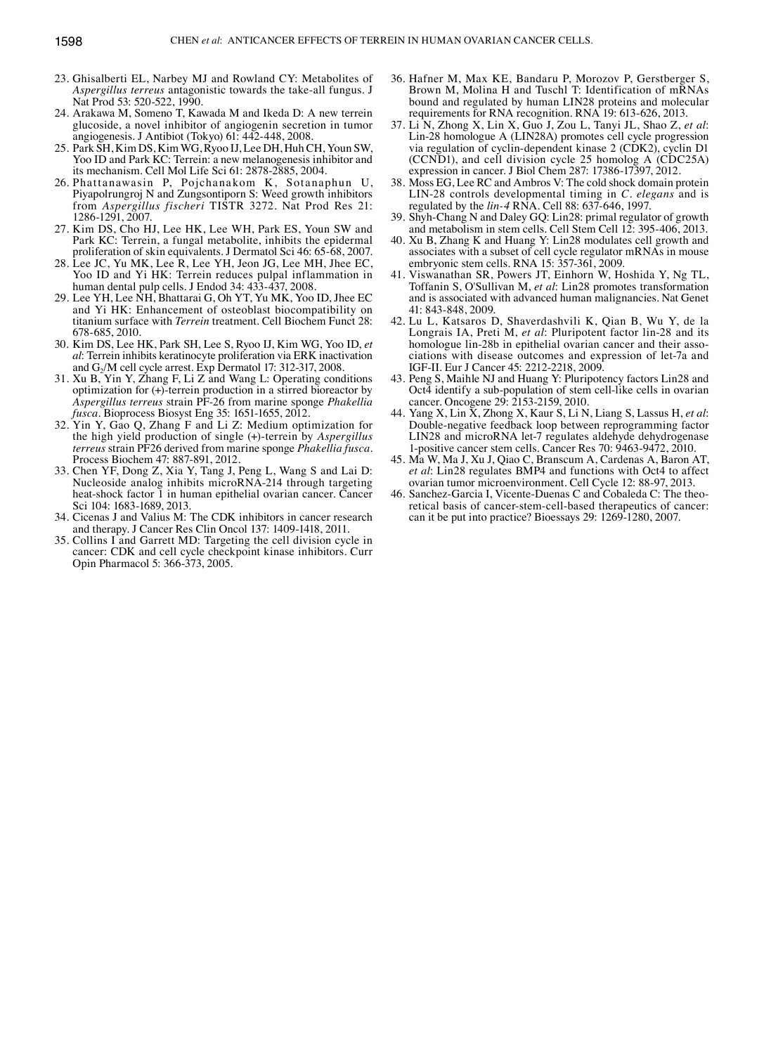23. Ghisalberti EL, Narbey MJ and Rowland CY: Metabolites of *Aspergillus terreus* antagonistic towards the take-all fungus. J Nat Prod 53: 520-522, 1990.
24. Arakawa M, Someno T, Kawada M and Ikeda D: A new terrein glucoside, a novel inhibitor of angiogenin secretion in tumor angiogenesis. J Antibiot (Tokyo) 61: 442-448, 2008.
25. Park SH, Kim DS, Kim WG, Ryoo IJ, Lee DH, Huh CH, Youn SW, Yoo ID and Park KC: Terrein: a new melanogenesis inhibitor and its mechanism. Cell Mol Life Sci 61: 2878-2885, 2004.
26. Phattanawasin P, Pojchanakom K, Sotanaphun U, Piyapolrungroj N and Zungsontiporn S: Weed growth inhibitors from *Aspergillus fischeri* TISTR 3272. Nat Prod Res 21: 1286-1291, 2007.
27. Kim DS, Cho HJ, Lee HK, Lee WH, Park ES, Youn SW and Park KC: Terrein, a fungal metabolite, inhibits the epidermal proliferation of skin equivalents. J Dermatol Sci 46: 65-68, 2007.
28. Lee JC, Yu MK, Lee R, Lee YH, Jeon JG, Lee MH, Jhee EC, Yoo ID and Yi HK: Terrein reduces pulpal inflammation in human dental pulp cells. J Endod 34: 433-437, 2008.
29. Lee YH, Lee NH, Bhattarai G, Oh YT, Yu MK, Yoo ID, Jhee EC and Yi HK: Enhancement of osteoblast biocompatibility on titanium surface with *Terrein* treatment. Cell Biochem Funct 28: 678-685, 2010.
30. Kim DS, Lee HK, Park SH, Lee S, Ryoo IJ, Kim WG, Yoo ID, *et al*: Terrein inhibits keratinocyte proliferation via ERK inactivation and $G_2$/M cell cycle arrest. Exp Dermatol 17: 312-317, 2008.
31. Xu B, Yin Y, Zhang F, Li Z and Wang L: Operating conditions optimization for (+)-terrein production in a stirred bioreactor by *Aspergillus terreus* strain PF-26 from marine sponge *Phakellia fusca*. Bioprocess Biosyst Eng 35: 1651-1655, 2012.
32. Yin Y, Gao Q, Zhang F and Li Z: Medium optimization for the high yield production of single (+)-terrein by *Aspergillus terreus* strain PF26 derived from marine sponge *Phakellia fusca*. Process Biochem 47: 887-891, 2012.
33. Chen YF, Dong Z, Xia Y, Tang J, Peng L, Wang S and Lai D: Nucleoside analog inhibits microRNA-214 through targeting heat-shock factor 1 in human epithelial ovarian cancer. Cancer Sci 104: 1683-1689, 2013.
34. Cicenas J and Valius M: The CDK inhibitors in cancer research and therapy. J Cancer Res Clin Oncol 137: 1409-1418, 2011.
35. Collins I and Garrett MD: Targeting the cell division cycle in cancer: CDK and cell cycle checkpoint kinase inhibitors. Curr Opin Pharmacol 5: 366-373, 2005.
36. Hafner M, Max KE, Bandaru P, Morozov P, Gerstberger S, Brown M, Molina H and Tuschl T: Identification of mRNAs bound and regulated by human LIN28 proteins and molecular requirements for RNA recognition. RNA 19: 613-626, 2013.
37. Li N, Zhong X, Lin X, Guo J, Zou L, Tanyi JL, Shao Z, *et al*: Lin-28 homologue A (LIN28A) promotes cell cycle progression via regulation of cyclin-dependent kinase 2 (CDK2), cyclin D1 (CCND1), and cell division cycle 25 homolog A (CDC25A) expression in cancer. J Biol Chem 287: 17386-17397, 2012.
38. Moss EG, Lee RC and Ambros V: The cold shock domain protein LIN-28 controls developmental timing in *C. elegans* and is regulated by the *lin-4* RNA. Cell 88: 637-646, 1997.
39. Shyh-Chang N and Daley GQ: Lin28: primal regulator of growth and metabolism in stem cells. Cell Stem Cell 12: 395-406, 2013.
40. Xu B, Zhang K and Huang Y: Lin28 modulates cell growth and associates with a subset of cell cycle regulator mRNAs in mouse embryonic stem cells. RNA 15: 357-361, 2009.
41. Viswanathan SR, Powers JT, Einhorn W, Hoshida Y, Ng TL, Toffanin S, O'Sullivan M, *et al*: Lin28 promotes transformation and is associated with advanced human malignancies. Nat Genet 41: 843-848, 2009.
42. Lu L, Katsaros D, Shaverdashvili K, Qian B, Wu Y, de la Longrais IA, Preti M, *et al*: Pluripotent factor lin-28 and its homologue lin-28b in epithelial ovarian cancer and their associations with disease outcomes and expression of let-7a and IGF-II. Eur J Cancer 45: 2212-2218, 2009.
43. Peng S, Maihle NJ and Huang Y: Pluripotency factors Lin28 and Oct4 identify a sub-population of stem cell-like cells in ovarian cancer. Oncogene 29: 2153-2159, 2010.
44. Yang X, Lin X, Zhong X, Kaur S, Li N, Liang S, Lassus H, *et al*: Double-negative feedback loop between reprogramming factor LIN28 and microRNA let-7 regulates aldehyde dehydrogenase 1-positive cancer stem cells. Cancer Res 70: 9463-9472, 2010.
45. Ma W, Ma J, Xu J, Qiao C, Branscum A, Cardenas A, Baron AT, *et al*: Lin28 regulates BMP4 and functions with Oct4 to affect ovarian tumor microenvironment. Cell Cycle 12: 88-97, 2013.
46. Sanchez-Garcia I, Vicente-Duenas C and Cobaleda C: The theoretical basis of cancer-stem-cell-based therapeutics of cancer: can it be put into practice? Bioessays 29: 1269-1280, 2007.